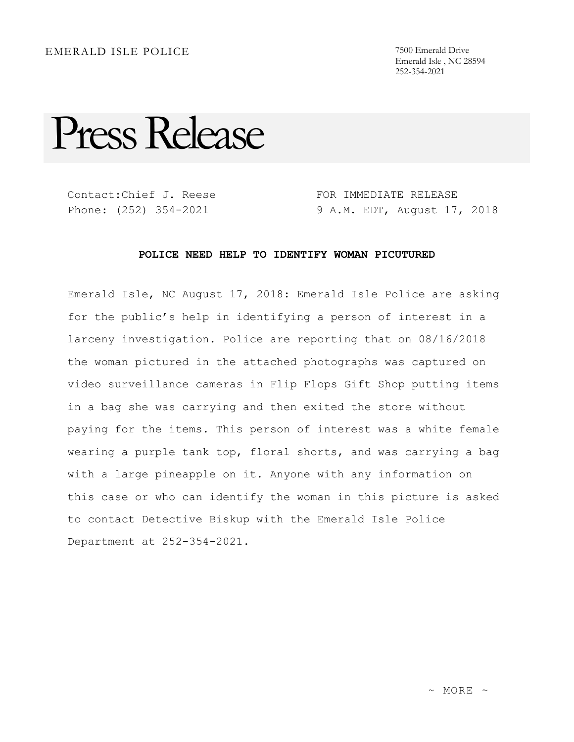EMERALD ISLE POLICE

7500 Emerald Drive
Emerald Isle , NC 28594
252-354-2021

# Press Release

Contact:Chief J. Reese
Phone: (252) 354-2021

FOR IMMEDIATE RELEASE
9 A.M. EDT, August 17, 2018

**POLICE NEED HELP TO IDENTIFY WOMAN PICUTURED**

Emerald Isle, NC August 17, 2018: Emerald Isle Police are asking for the public's help in identifying a person of interest in a larceny investigation. Police are reporting that on 08/16/2018 the woman pictured in the attached photographs was captured on video surveillance cameras in Flip Flops Gift Shop putting items in a bag she was carrying and then exited the store without paying for the items. This person of interest was a white female wearing a purple tank top, floral shorts, and was carrying a bag with a large pineapple on it. Anyone with any information on this case or who can identify the woman in this picture is asked to contact Detective Biskup with the Emerald Isle Police Department at 252-354-2021.

~ MORE ~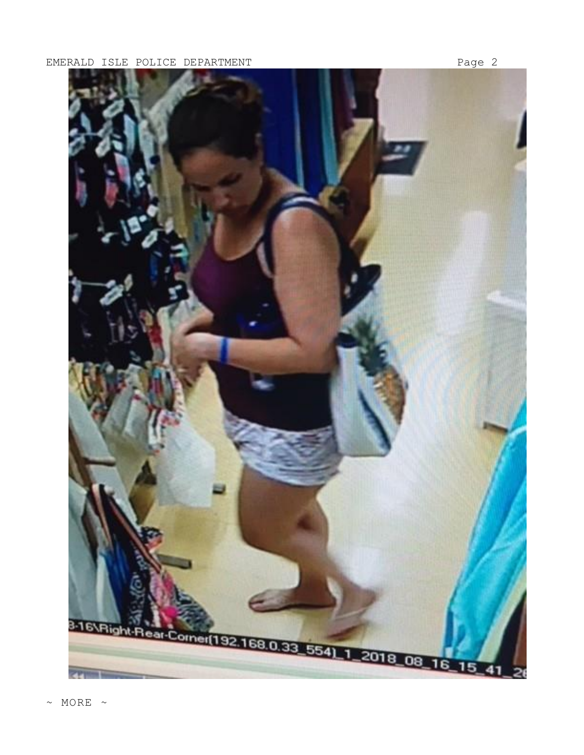~ MORE ~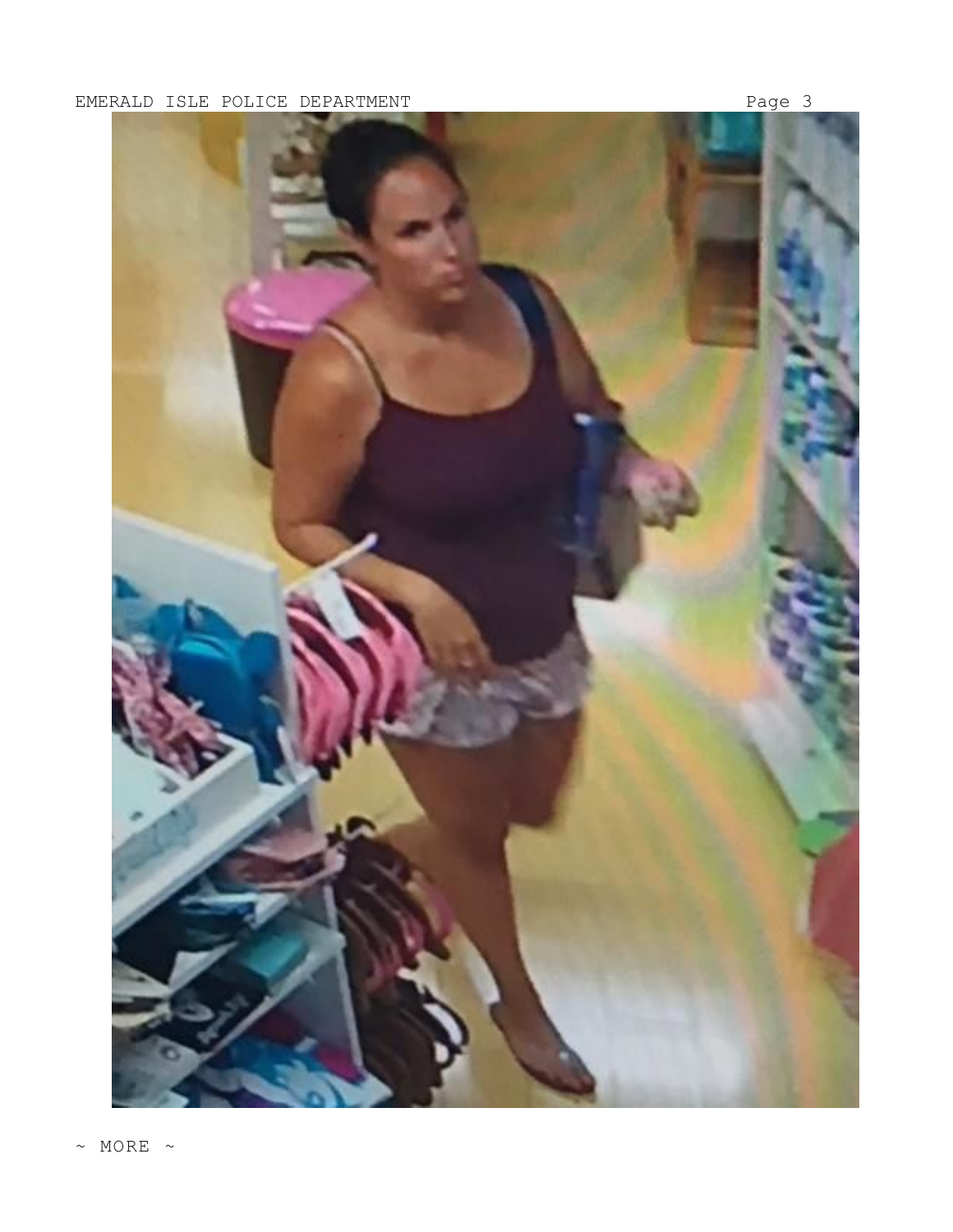~ MORE ~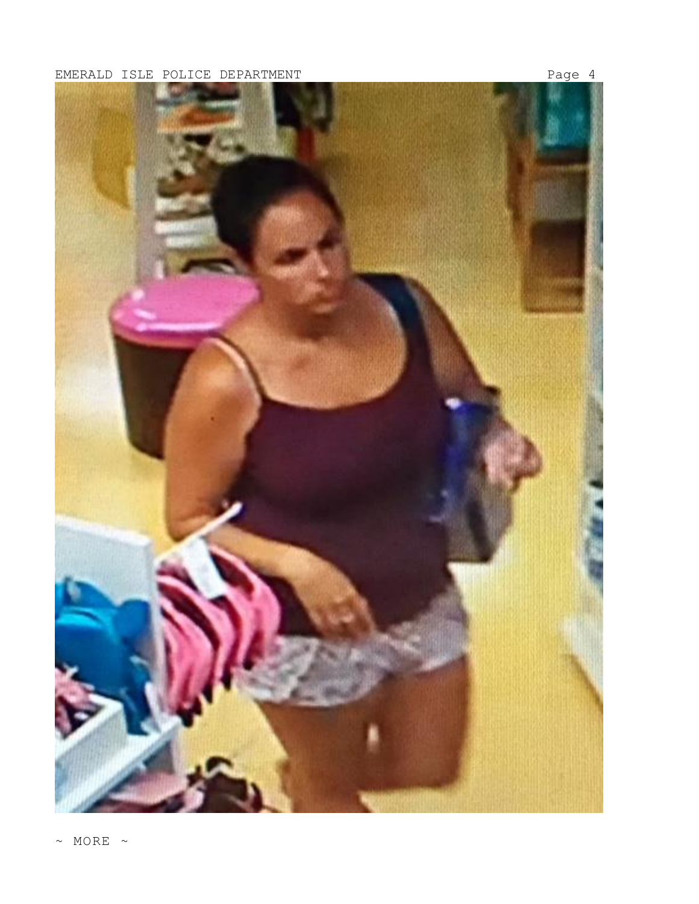~ MORE ~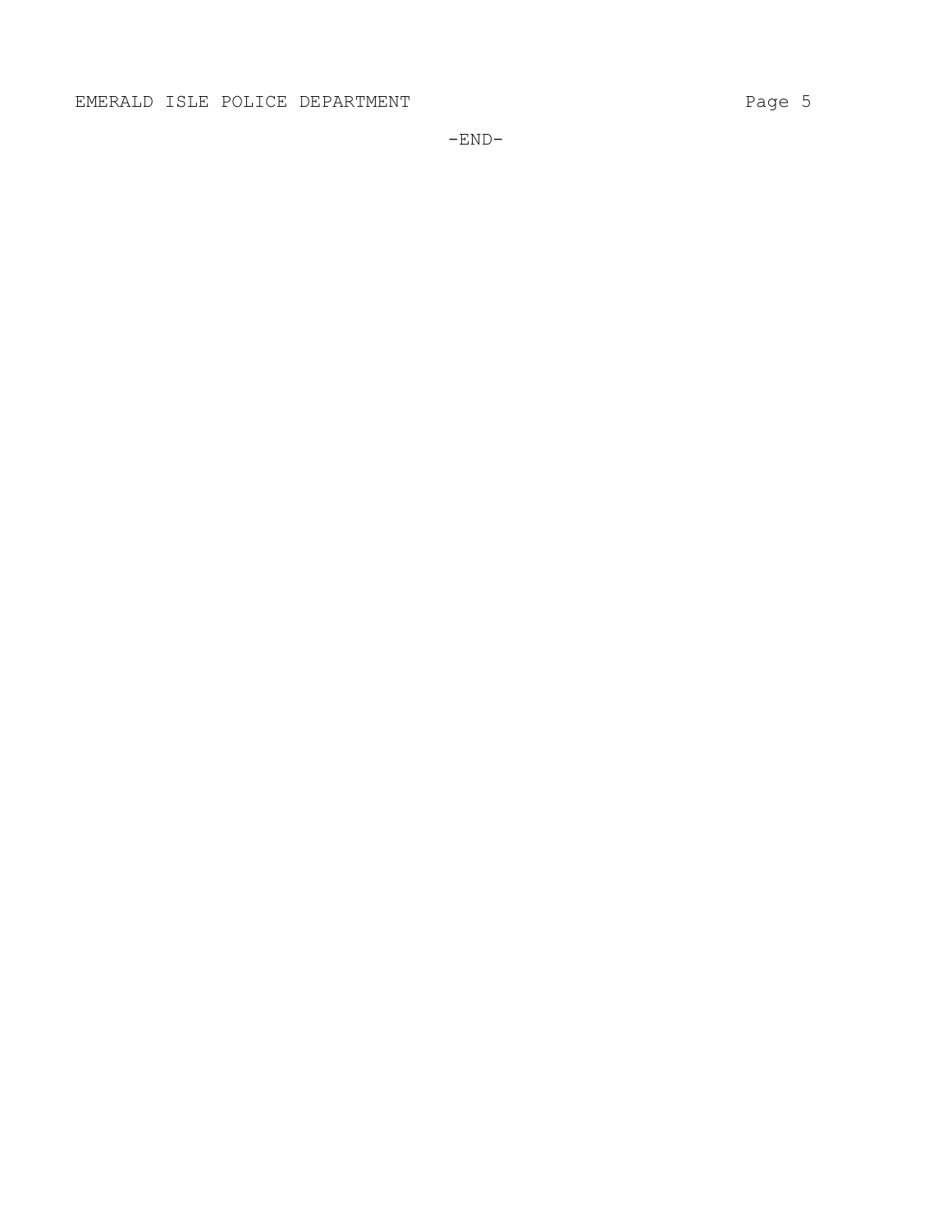-END-